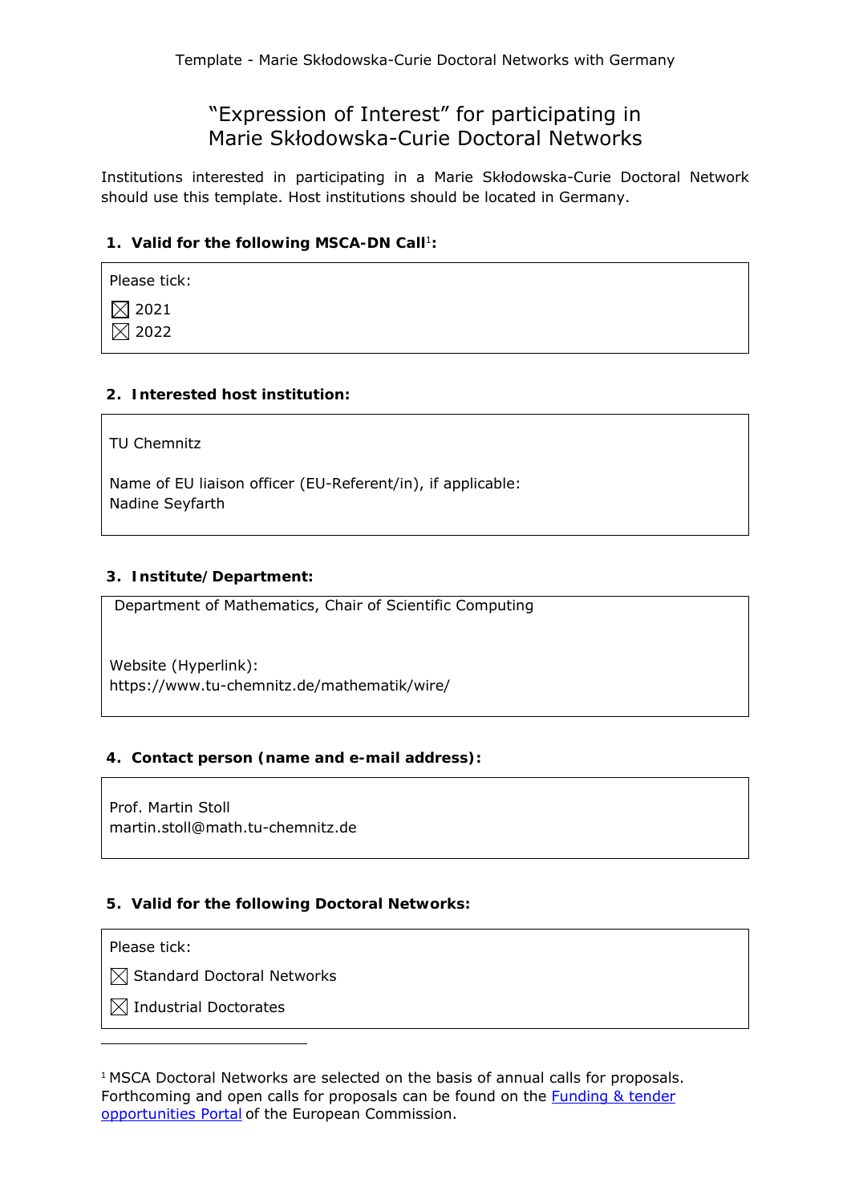Template - Marie Skłodowska-Curie Doctoral Networks with Germany

# "Expression of Interest" for participating in Marie Skłodowska-Curie Doctoral Networks

Institutions interested in participating in a Marie Skłodowska-Curie Doctoral Network should use this template. Host institutions should be located in Germany.

## 1. Valid for the following MSCA-DN Call[1]:

Please tick:

☒ 2021
☒ 2022

## 2. Interested host institution:

TU Chemnitz

Name of EU liaison officer (EU-Referent/in), if applicable:
Nadine Seyfarth

## 3. Institute/Department:

Department of Mathematics, Chair of Scientific Computing

Website (Hyperlink):
https://www.tu-chemnitz.de/mathematik/wire/

## 4. Contact person (name and e-mail address):

Prof. Martin Stoll
martin.stoll@math.tu-chemnitz.de

## 5. Valid for the following Doctoral Networks:

Please tick:

☒ Standard Doctoral Networks

☒ Industrial Doctorates

---

[1] MSCA Doctoral Networks are selected on the basis of annual calls for proposals. Forthcoming and open calls for proposals can be found on the Funding & tender opportunities Portal of the European Commission.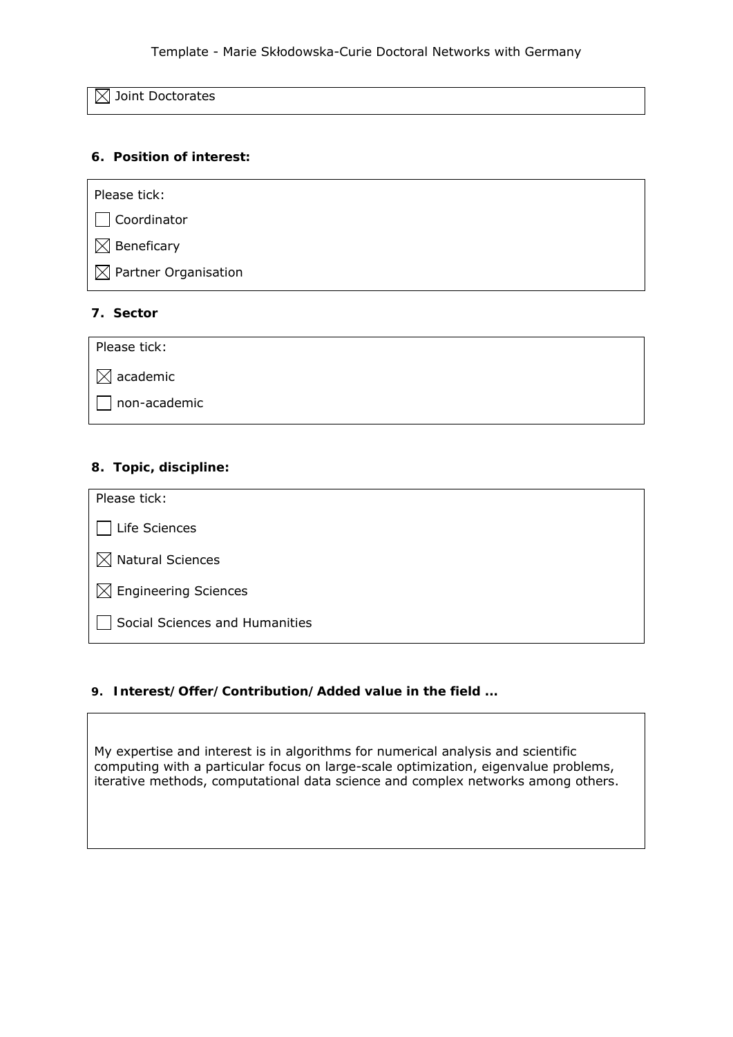☒ Joint Doctorates

**6. Position of interest:**

Please tick:

☐ Coordinator

☒ Beneficary

☒ Partner Organisation

**7. Sector**

Please tick:

☒ academic

☐ non-academic

**8. Topic, discipline:**

Please tick:

☐ Life Sciences

☒ Natural Sciences

☒ Engineering Sciences

☐ Social Sciences and Humanities

**9. Interest/Offer/Contribution/Added value in the field ...**

My expertise and interest is in algorithms for numerical analysis and scientific computing with a particular focus on large-scale optimization, eigenvalue problems, iterative methods, computational data science and complex networks among others.